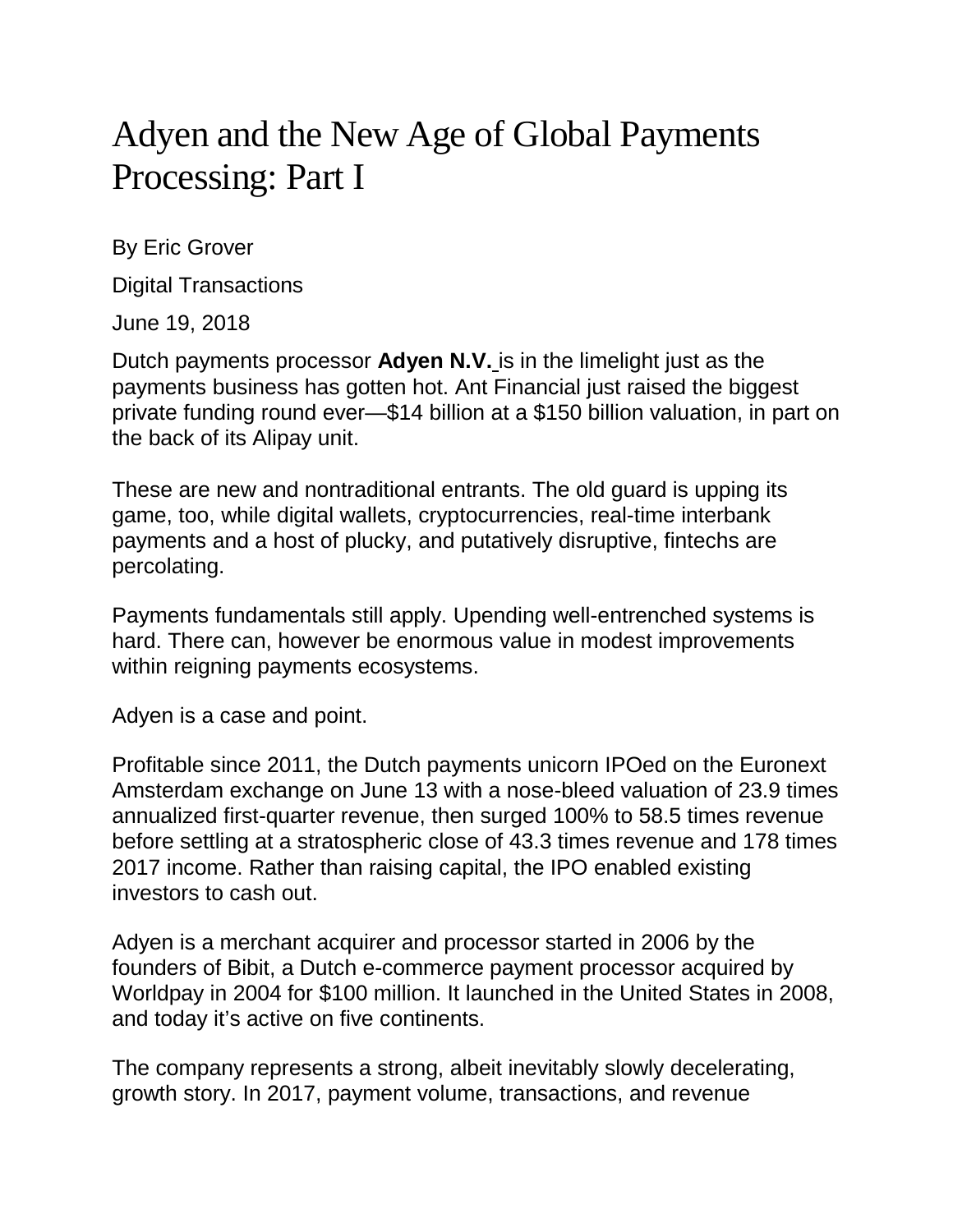# Adyen and the New Age of Global Payments Processing: Part I

By Eric Grover

Digital Transactions

June 19, 2018

Dutch payments processor **Adyen N.V.** is in the limelight just as the payments business has gotten hot. Ant Financial just raised the biggest private funding round ever—$14 billion at a $150 billion valuation, in part on the back of its Alipay unit.

These are new and nontraditional entrants. The old guard is upping its game, too, while digital wallets, cryptocurrencies, real-time interbank payments and a host of plucky, and putatively disruptive, fintechs are percolating.

Payments fundamentals still apply. Upending well-entrenched systems is hard. There can, however be enormous value in modest improvements within reigning payments ecosystems.

Adyen is a case and point.

Profitable since 2011, the Dutch payments unicorn IPOed on the Euronext Amsterdam exchange on June 13 with a nose-bleed valuation of 23.9 times annualized first-quarter revenue, then surged 100% to 58.5 times revenue before settling at a stratospheric close of 43.3 times revenue and 178 times 2017 income. Rather than raising capital, the IPO enabled existing investors to cash out.

Adyen is a merchant acquirer and processor started in 2006 by the founders of Bibit, a Dutch e-commerce payment processor acquired by Worldpay in 2004 for $100 million. It launched in the United States in 2008, and today it's active on five continents.

The company represents a strong, albeit inevitably slowly decelerating, growth story. In 2017, payment volume, transactions, and revenue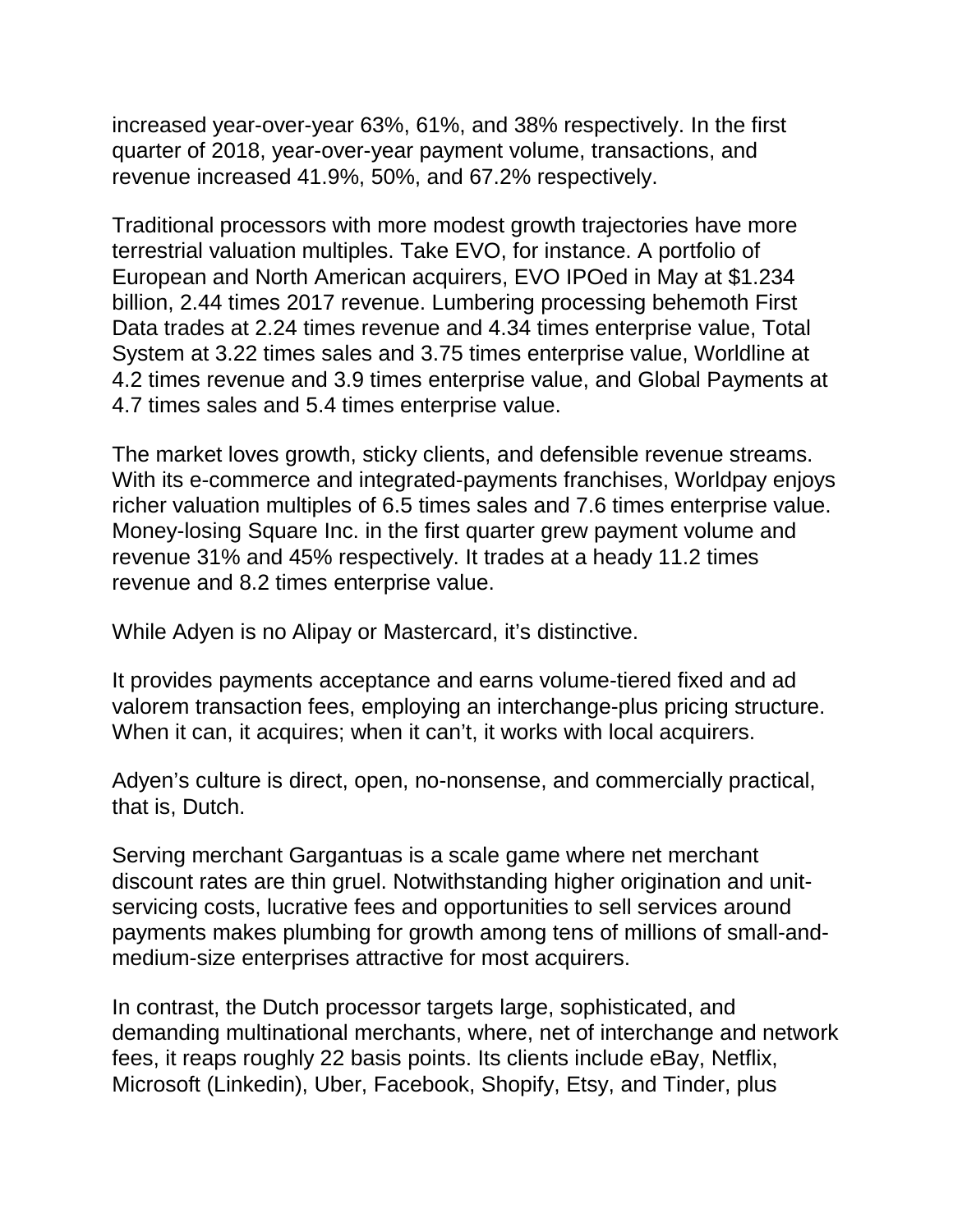increased year-over-year 63%, 61%, and 38% respectively. In the first quarter of 2018, year-over-year payment volume, transactions, and revenue increased 41.9%, 50%, and 67.2% respectively.

Traditional processors with more modest growth trajectories have more terrestrial valuation multiples. Take EVO, for instance. A portfolio of European and North American acquirers, EVO IPOed in May at $1.234 billion, 2.44 times 2017 revenue. Lumbering processing behemoth First Data trades at 2.24 times revenue and 4.34 times enterprise value, Total System at 3.22 times sales and 3.75 times enterprise value, Worldline at 4.2 times revenue and 3.9 times enterprise value, and Global Payments at 4.7 times sales and 5.4 times enterprise value.

The market loves growth, sticky clients, and defensible revenue streams. With its e-commerce and integrated-payments franchises, Worldpay enjoys richer valuation multiples of 6.5 times sales and 7.6 times enterprise value. Money-losing Square Inc. in the first quarter grew payment volume and revenue 31% and 45% respectively. It trades at a heady 11.2 times revenue and 8.2 times enterprise value.

While Adyen is no Alipay or Mastercard, it's distinctive.

It provides payments acceptance and earns volume-tiered fixed and ad valorem transaction fees, employing an interchange-plus pricing structure. When it can, it acquires; when it can't, it works with local acquirers.

Adyen's culture is direct, open, no-nonsense, and commercially practical, that is, Dutch.

Serving merchant Gargantuas is a scale game where net merchant discount rates are thin gruel. Notwithstanding higher origination and unit-servicing costs, lucrative fees and opportunities to sell services around payments makes plumbing for growth among tens of millions of small-and-medium-size enterprises attractive for most acquirers.

In contrast, the Dutch processor targets large, sophisticated, and demanding multinational merchants, where, net of interchange and network fees, it reaps roughly 22 basis points. Its clients include eBay, Netflix, Microsoft (Linkedin), Uber, Facebook, Shopify, Etsy, and Tinder, plus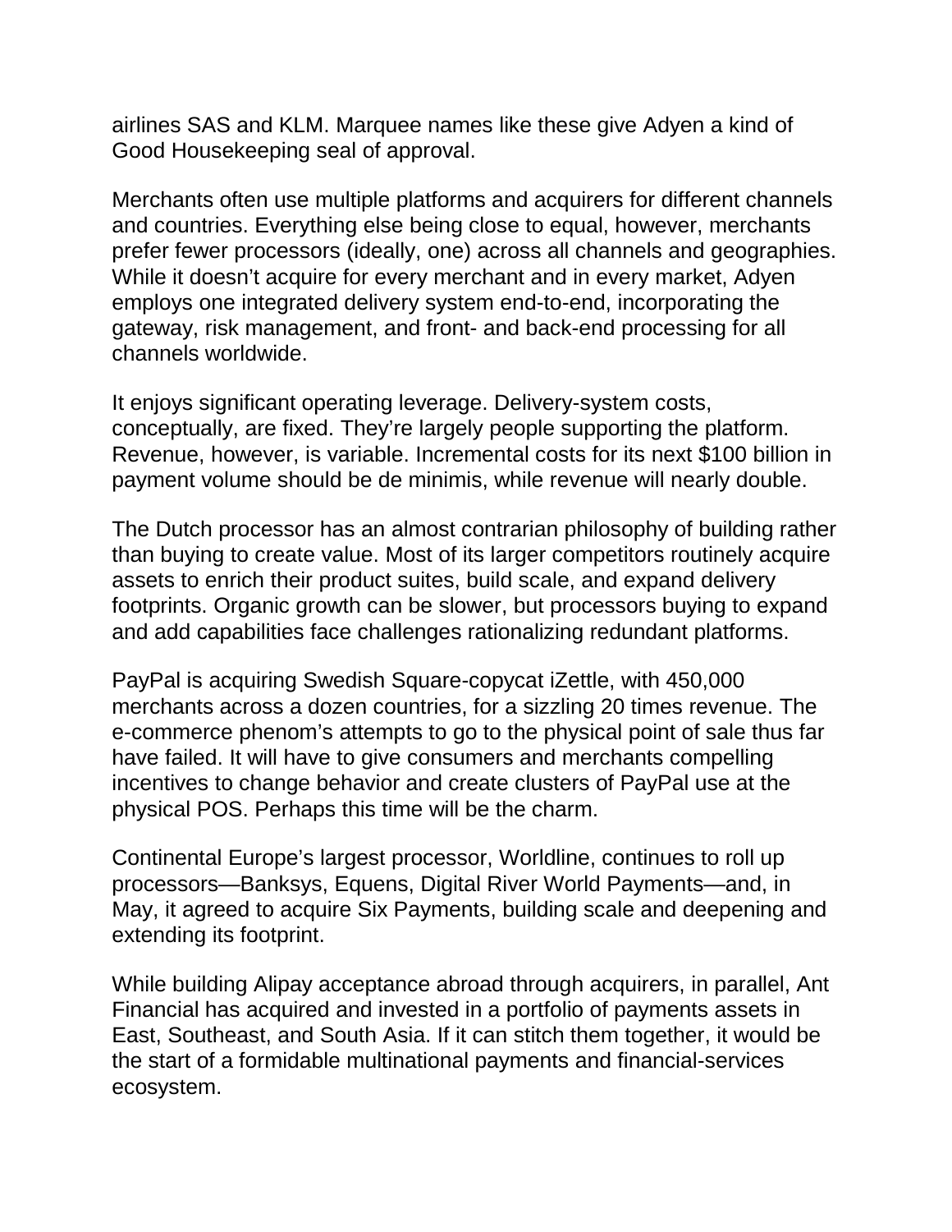airlines SAS and KLM. Marquee names like these give Adyen a kind of Good Housekeeping seal of approval.

Merchants often use multiple platforms and acquirers for different channels and countries. Everything else being close to equal, however, merchants prefer fewer processors (ideally, one) across all channels and geographies. While it doesn't acquire for every merchant and in every market, Adyen employs one integrated delivery system end-to-end, incorporating the gateway, risk management, and front- and back-end processing for all channels worldwide.

It enjoys significant operating leverage. Delivery-system costs, conceptually, are fixed. They're largely people supporting the platform. Revenue, however, is variable. Incremental costs for its next $100 billion in payment volume should be de minimis, while revenue will nearly double.

The Dutch processor has an almost contrarian philosophy of building rather than buying to create value. Most of its larger competitors routinely acquire assets to enrich their product suites, build scale, and expand delivery footprints. Organic growth can be slower, but processors buying to expand and add capabilities face challenges rationalizing redundant platforms.

PayPal is acquiring Swedish Square-copycat iZettle, with 450,000 merchants across a dozen countries, for a sizzling 20 times revenue. The e-commerce phenom's attempts to go to the physical point of sale thus far have failed. It will have to give consumers and merchants compelling incentives to change behavior and create clusters of PayPal use at the physical POS. Perhaps this time will be the charm.

Continental Europe's largest processor, Worldline, continues to roll up processors—Banksys, Equens, Digital River World Payments—and, in May, it agreed to acquire Six Payments, building scale and deepening and extending its footprint.

While building Alipay acceptance abroad through acquirers, in parallel, Ant Financial has acquired and invested in a portfolio of payments assets in East, Southeast, and South Asia. If it can stitch them together, it would be the start of a formidable multinational payments and financial-services ecosystem.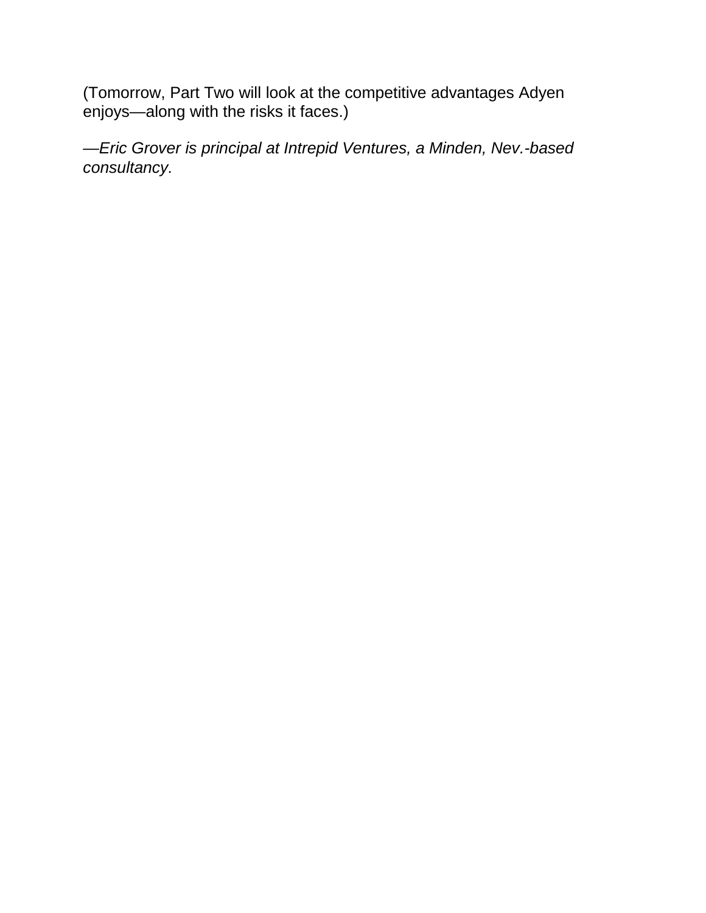(Tomorrow, Part Two will look at the competitive advantages Adyen enjoys—along with the risks it faces.)

—*Eric Grover is principal at Intrepid Ventures, a Minden, Nev.-based consultancy.*